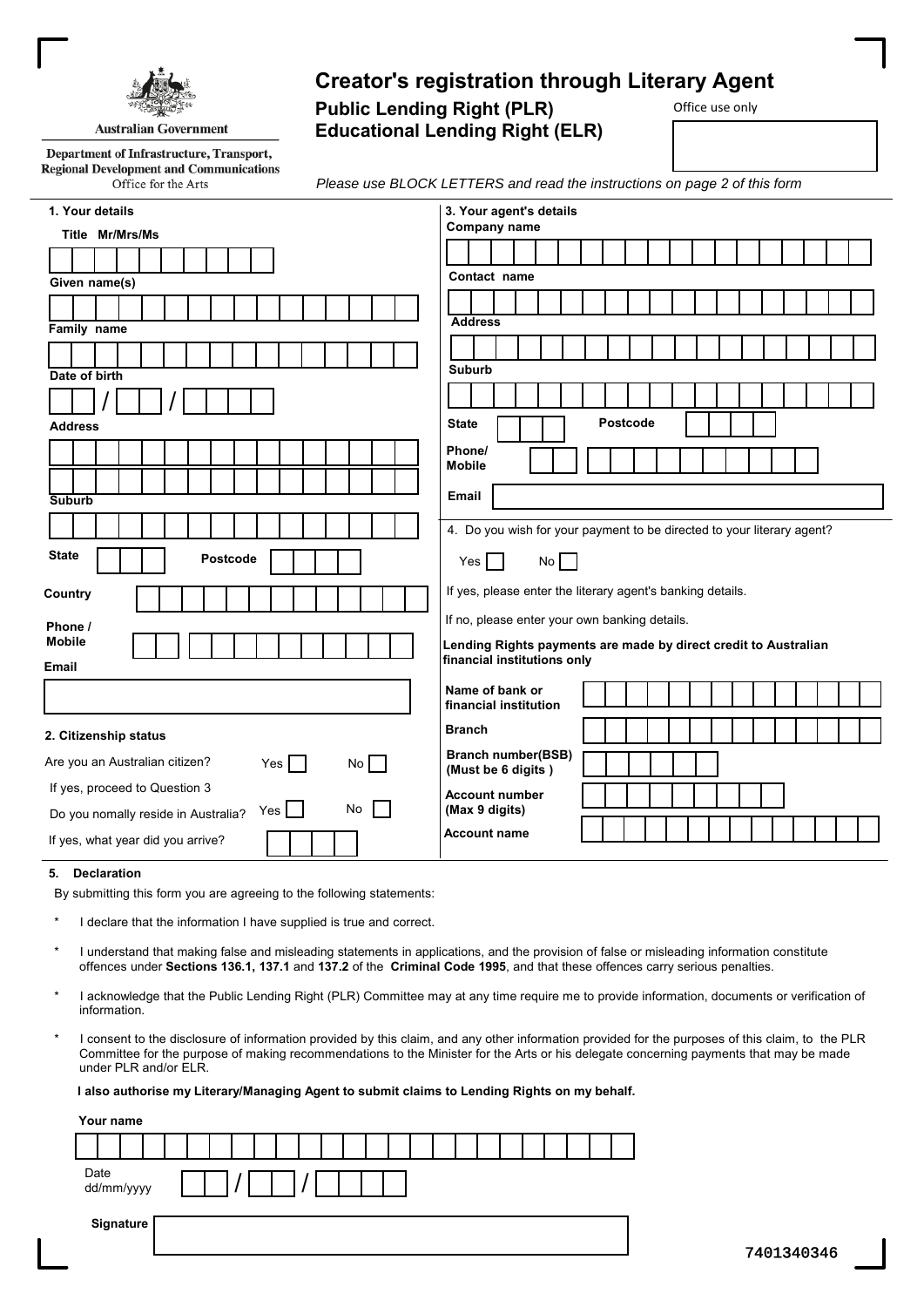Australian Government

Department of Infrastructure, Transport, Regional Development and Communications
Office for the Arts

# Creator's registration through Literary Agent

## Public Lending Right (PLR)
## Educational Lending Right (ELR)

Office use only

*Please use BLOCK LETTERS and read the instructions on page 2 of this form*

### 1. Your details

Title Mr/Mrs/Ms

Given name(s)

Family name

Date of birth __ / __ / ____

Address

Suburb

State

Postcode

Country

Phone / Mobile

Email

### 2. Citizenship status

Are you an Australian citizen? Yes ☐ No ☐

If yes, proceed to Question 3

Do you nomally reside in Australia? Yes ☐ No ☐

If yes, what year did you arrive?

### 3. Your agent's details

Company name

Contact name

Address

Suburb

State

Postcode

Phone/ Mobile

Email

### 4. Do you wish for your payment to be directed to your literary agent?

Yes ☐ No ☐

If yes, please enter the literary agent's banking details.

If no, please enter your own banking details.

**Lending Rights payments are made by direct credit to Australian financial institutions only**

Name of bank or financial institution

Branch

Branch number(BSB) (Must be 6 digits )

Account number (Max 9 digits)

Account name

### 5. Declaration

By submitting this form you are agreeing to the following statements:

* I declare that the information I have supplied is true and correct.
* I understand that making false and misleading statements in applications, and the provision of false or misleading information constitute offences under **Sections 136.1, 137.1** and **137.2** of the **Criminal Code 1995**, and that these offences carry serious penalties.
* I acknowledge that the Public Lending Right (PLR) Committee may at any time require me to provide information, documents or verification of information.
* I consent to the disclosure of information provided by this claim, and any other information provided for the purposes of this claim, to the PLR Committee for the purpose of making recommendations to the Minister for the Arts or his delegate concerning payments that may be made under PLR and/or ELR.

**I also authorise my Literary/Managing Agent to submit claims to Lending Rights on my behalf.**

Your name

Date dd/mm/yyyy __ / __ / ____

Signature

7401340346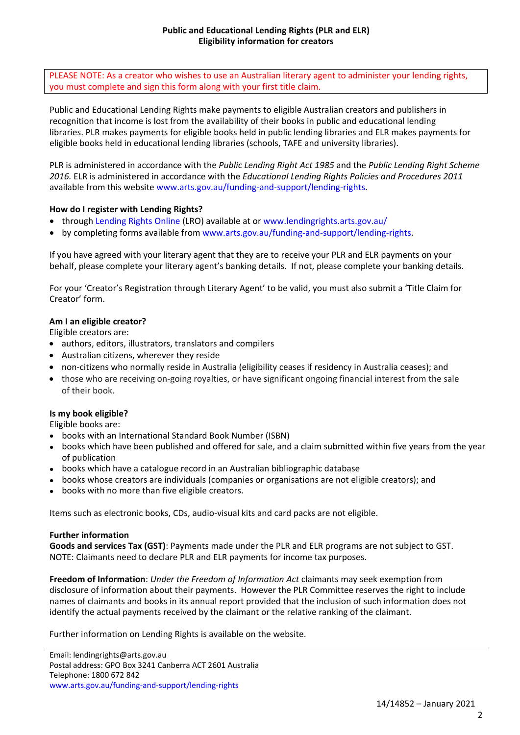**Public and Educational Lending Rights (PLR and ELR)**
**Eligibility information for creators**

PLEASE NOTE: As a creator who wishes to use an Australian literary agent to administer your lending rights, you must complete and sign this form along with your first title claim.

Public and Educational Lending Rights make payments to eligible Australian creators and publishers in recognition that income is lost from the availability of their books in public and educational lending libraries. PLR makes payments for eligible books held in public lending libraries and ELR makes payments for eligible books held in educational lending libraries (schools, TAFE and university libraries).

PLR is administered in accordance with the *Public Lending Right Act 1985* and the *Public Lending Right Scheme 2016.* ELR is administered in accordance with the *Educational Lending Rights Policies and Procedures 2011* available from this website www.arts.gov.au/funding-and-support/lending-rights.

**How do I register with Lending Rights?**

- through Lending Rights Online (LRO) available at or www.lendingrights.arts.gov.au/
- by completing forms available from www.arts.gov.au/funding-and-support/lending-rights.

If you have agreed with your literary agent that they are to receive your PLR and ELR payments on your behalf, please complete your literary agent's banking details. If not, please complete your banking details.

For your 'Creator's Registration through Literary Agent' to be valid, you must also submit a 'Title Claim for Creator' form.

**Am I an eligible creator?**

Eligible creators are:

- authors, editors, illustrators, translators and compilers
- Australian citizens, wherever they reside
- non-citizens who normally reside in Australia (eligibility ceases if residency in Australia ceases); and
- those who are receiving on-going royalties, or have significant ongoing financial interest from the sale of their book.

**Is my book eligible?**

Eligible books are:

- books with an International Standard Book Number (ISBN)
- books which have been published and offered for sale, and a claim submitted within five years from the year of publication
- books which have a catalogue record in an Australian bibliographic database
- books whose creators are individuals (companies or organisations are not eligible creators); and
- books with no more than five eligible creators.

Items such as electronic books, CDs, audio-visual kits and card packs are not eligible.

**Further information**

**Goods and services Tax (GST)**: Payments made under the PLR and ELR programs are not subject to GST. NOTE: Claimants need to declare PLR and ELR payments for income tax purposes.

**Freedom of Information**: *Under the Freedom of Information Act* claimants may seek exemption from disclosure of information about their payments. However the PLR Committee reserves the right to include names of claimants and books in its annual report provided that the inclusion of such information does not identify the actual payments received by the claimant or the relative ranking of the claimant.

Further information on Lending Rights is available on the website.

Email: lendingrights@arts.gov.au
Postal address: GPO Box 3241 Canberra ACT 2601 Australia
Telephone: 1800 672 842
www.arts.gov.au/funding-and-support/lending-rights

14/14852 – January 2021